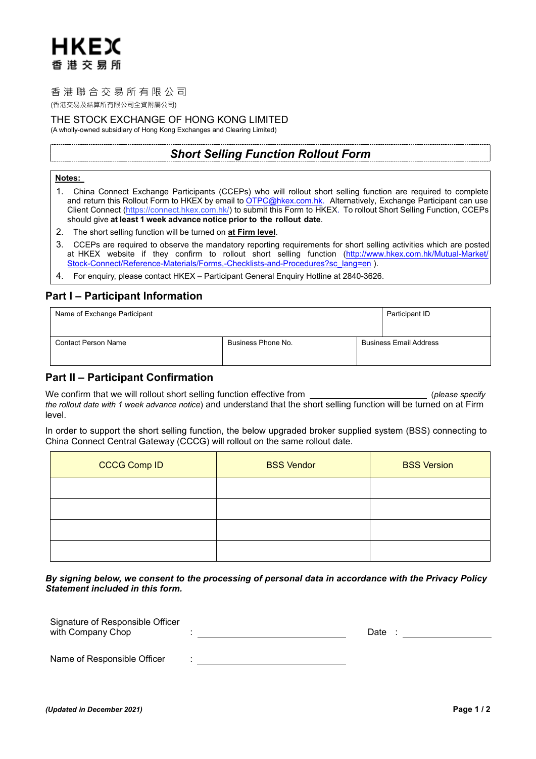HKEX
香 港 交 易 所

香 港 聯 合 交 易 所 有 限 公 司
(香港交易及結算所有限公司全資附屬公司)

THE STOCK EXCHANGE OF HONG KONG LIMITED
(A wholly-owned subsidiary of Hong Kong Exchanges and Clearing Limited)

# *Short Selling Function Rollout Form*

**Notes:**

1. China Connect Exchange Participants (CCEPs) who will rollout short selling function are required to complete and return this Rollout Form to HKEX by email to OTPC@hkex.com.hk. Alternatively, Exchange Participant can use Client Connect (https://connect.hkex.com.hk/) to submit this Form to HKEX. To rollout Short Selling Function, CCEPs should give **at least 1 week advance notice prior to the rollout date**.
2. The short selling function will be turned on **at Firm level**.
3. CCEPs are required to observe the mandatory reporting requirements for short selling activities which are posted at HKEX website if they confirm to rollout short selling function (http://www.hkex.com.hk/Mutual-Market/Stock-Connect/Reference-Materials/Forms,-Checklists-and-Procedures?sc_lang=en ).
4. For enquiry, please contact HKEX – Participant General Enquiry Hotline at 2840-3626.

## Part I – Participant Information

| Name of Exchange Participant | | Participant ID |
|---|---|---|
| | | |
| **Contact Person Name** | **Business Phone No.** | **Business Email Address** |
| | | |

## Part II – Participant Confirmation

We confirm that we will rollout short selling function effective from ________________________ (*please specify the rollout date with 1 week advance notice*) and understand that the short selling function will be turned on at Firm level.

In order to support the short selling function, the below upgraded broker supplied system (BSS) connecting to China Connect Central Gateway (CCCG) will rollout on the same rollout date.

| CCCG Comp ID | BSS Vendor | BSS Version |
|---|---|---|
| | | |
| | | |
| | | |
| | | |

***By signing below, we consent to the processing of personal data in accordance with the Privacy Policy Statement included in this form.***

Signature of Responsible Officer with Company Chop : ______________________________ Date : ________________

Name of Responsible Officer : ______________________________

***(Updated in December 2021)***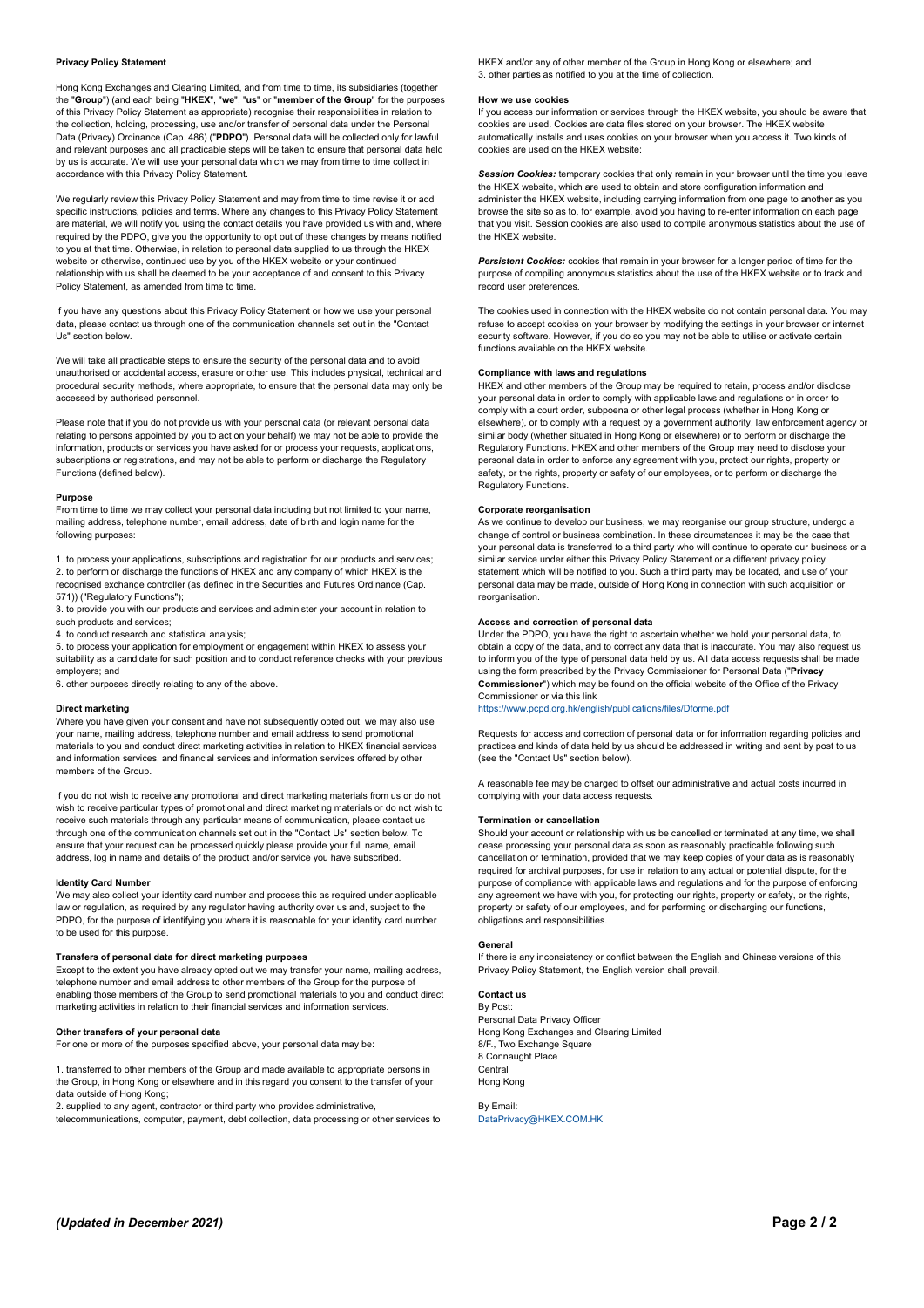## Privacy Policy Statement

Hong Kong Exchanges and Clearing Limited, and from time to time, its subsidiaries (together the "**Group**") (and each being "**HKEX**", "**we**", "**us**" or "**member of the Group**" for the purposes of this Privacy Policy Statement as appropriate) recognise their responsibilities in relation to the collection, holding, processing, use and/or transfer of personal data under the Personal Data (Privacy) Ordinance (Cap. 486) ("**PDPO**"). Personal data will be collected only for lawful and relevant purposes and all practicable steps will be taken to ensure that personal data held by us is accurate. We will use your personal data which we may from time to time collect in accordance with this Privacy Policy Statement.

We regularly review this Privacy Policy Statement and may from time to time revise it or add specific instructions, policies and terms. Where any changes to this Privacy Policy Statement are material, we will notify you using the contact details you have provided us with and, where required by the PDPO, give you the opportunity to opt out of these changes by means notified to you at that time. Otherwise, in relation to personal data supplied to us through the HKEX website or otherwise, continued use by you of the HKEX website or your continued relationship with us shall be deemed to be your acceptance of and consent to this Privacy Policy Statement, as amended from time to time.

If you have any questions about this Privacy Policy Statement or how we use your personal data, please contact us through one of the communication channels set out in the "Contact Us" section below.

We will take all practicable steps to ensure the security of the personal data and to avoid unauthorised or accidental access, erasure or other use. This includes physical, technical and procedural security methods, where appropriate, to ensure that the personal data may only be accessed by authorised personnel.

Please note that if you do not provide us with your personal data (or relevant personal data relating to persons appointed by you to act on your behalf) we may not be able to provide the information, products or services you have asked for or process your requests, applications, subscriptions or registrations, and may not be able to perform or discharge the Regulatory Functions (defined below).

### Purpose

From time to time we may collect your personal data including but not limited to your name, mailing address, telephone number, email address, date of birth and login name for the following purposes:

1. to process your applications, subscriptions and registration for our products and services;
2. to perform or discharge the functions of HKEX and any company of which HKEX is the recognised exchange controller (as defined in the Securities and Futures Ordinance (Cap. 571)) ("Regulatory Functions");
3. to provide you with our products and services and administer your account in relation to such products and services;
4. to conduct research and statistical analysis;
5. to process your application for employment or engagement within HKEX to assess your suitability as a candidate for such position and to conduct reference checks with your previous employers; and
6. other purposes directly relating to any of the above.

### Direct marketing

Where you have given your consent and have not subsequently opted out, we may also use your name, mailing address, telephone number and email address to send promotional materials to you and conduct direct marketing activities in relation to HKEX financial services and information services, and financial services and information services offered by other members of the Group.

If you do not wish to receive any promotional and direct marketing materials from us or do not wish to receive particular types of promotional and direct marketing materials or do not wish to receive such materials through any particular means of communication, please contact us through one of the communication channels set out in the "Contact Us" section below. To ensure that your request can be processed quickly please provide your full name, email address, log in name and details of the product and/or service you have subscribed.

### Identity Card Number

We may also collect your identity card number and process this as required under applicable law or regulation, as required by any regulator having authority over us and, subject to the PDPO, for the purpose of identifying you where it is reasonable for your identity card number to be used for this purpose.

### Transfers of personal data for direct marketing purposes

Except to the extent you have already opted out we may transfer your name, mailing address, telephone number and email address to other members of the Group for the purpose of enabling those members of the Group to send promotional materials to you and conduct direct marketing activities in relation to their financial services and information services.

### Other transfers of your personal data

For one or more of the purposes specified above, your personal data may be:

1. transferred to other members of the Group and made available to appropriate persons in the Group, in Hong Kong or elsewhere and in this regard you consent to the transfer of your data outside of Hong Kong;
2. supplied to any agent, contractor or third party who provides administrative, telecommunications, computer, payment, debt collection, data processing or other services to HKEX and/or any of other member of the Group in Hong Kong or elsewhere; and
3. other parties as notified to you at the time of collection.

### How we use cookies

If you access our information or services through the HKEX website, you should be aware that cookies are used. Cookies are data files stored on your browser. The HKEX website automatically installs and uses cookies on your browser when you access it. Two kinds of cookies are used on the HKEX website:

***Session Cookies:*** temporary cookies that only remain in your browser until the time you leave the HKEX website, which are used to obtain and store configuration information and administer the HKEX website, including carrying information from one page to another as you browse the site so as to, for example, avoid you having to re-enter information on each page that you visit. Session cookies are also used to compile anonymous statistics about the use of the HKEX website.

***Persistent Cookies:*** cookies that remain in your browser for a longer period of time for the purpose of compiling anonymous statistics about the use of the HKEX website or to track and record user preferences.

The cookies used in connection with the HKEX website do not contain personal data. You may refuse to accept cookies on your browser by modifying the settings in your browser or internet security software. However, if you do so you may not be able to utilise or activate certain functions available on the HKEX website.

### Compliance with laws and regulations

HKEX and other members of the Group may be required to retain, process and/or disclose your personal data in order to comply with applicable laws and regulations or in order to comply with a court order, subpoena or other legal process (whether in Hong Kong or elsewhere), or to comply with a request by a government authority, law enforcement agency or similar body (whether situated in Hong Kong or elsewhere) or to perform or discharge the Regulatory Functions. HKEX and other members of the Group may need to disclose your personal data in order to enforce any agreement with you, protect our rights, property or safety, or the rights, property or safety of our employees, or to perform or discharge the Regulatory Functions.

### Corporate reorganisation

As we continue to develop our business, we may reorganise our group structure, undergo a change of control or business combination. In these circumstances it may be the case that your personal data is transferred to a third party who will continue to operate our business or a similar service under either this Privacy Policy Statement or a different privacy policy statement which will be notified to you. Such a third party may be located, and use of your personal data may be made, outside of Hong Kong in connection with such acquisition or reorganisation.

### Access and correction of personal data

Under the PDPO, you have the right to ascertain whether we hold your personal data, to obtain a copy of the data, and to correct any data that is inaccurate. You may also request us to inform you of the type of personal data held by us. All data access requests shall be made using the form prescribed by the Privacy Commissioner for Personal Data ("**Privacy Commissioner**") which may be found on the official website of the Office of the Privacy Commissioner or via this link
https://www.pcpd.org.hk/english/publications/files/Dforme.pdf

Requests for access and correction of personal data or for information regarding policies and practices and kinds of data held by us should be addressed in writing and sent by post to us (see the "Contact Us" section below).

A reasonable fee may be charged to offset our administrative and actual costs incurred in complying with your data access requests.

### Termination or cancellation

Should your account or relationship with us be cancelled or terminated at any time, we shall cease processing your personal data as soon as reasonably practicable following such cancellation or termination, provided that we may keep copies of your data as is reasonably required for archival purposes, for use in relation to any actual or potential dispute, for the purpose of compliance with applicable laws and regulations and for the purpose of enforcing any agreement we have with you, for protecting our rights, property or safety, or the rights, property or safety of our employees, and for performing or discharging our functions, obligations and responsibilities.

### General

If there is any inconsistency or conflict between the English and Chinese versions of this Privacy Policy Statement, the English version shall prevail.

### Contact us

By Post:
Personal Data Privacy Officer
Hong Kong Exchanges and Clearing Limited
8/F., Two Exchange Square
8 Connaught Place
Central
Hong Kong

By Email:
DataPrivacy@HKEX.COM.HK

***(Updated in December 2021)***